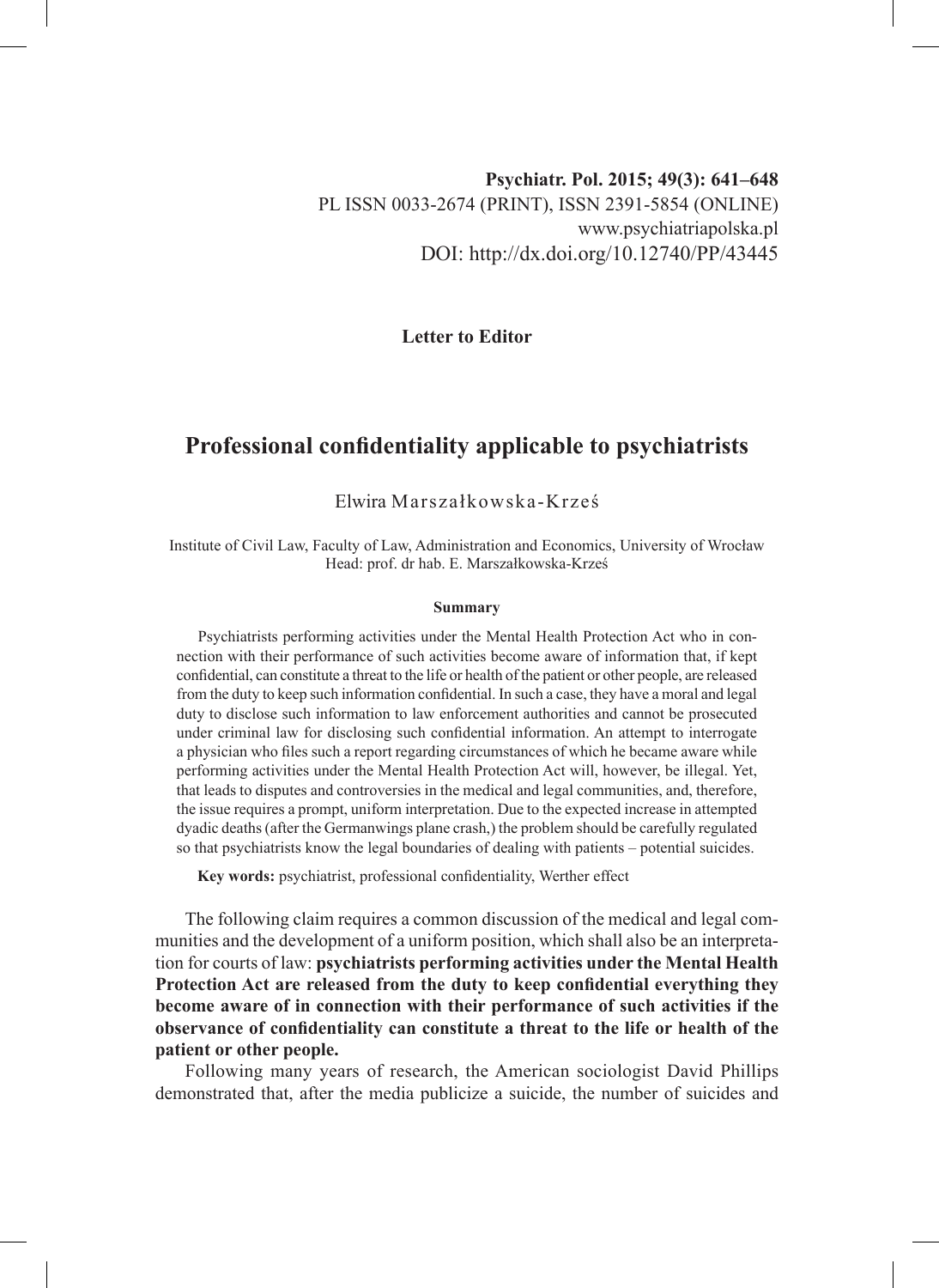Psychiatr. Pol. 2015; 49(3): 641–648

PL ISSN 0033-2674 (PRINT), ISSN 2391-5854 (ONLINE)

www.psychiatriapolska.pl

DOI: http://dx.doi.org/10.12740/PP/43445

**Letter to Editor**

# Professional confidentiality applicable to psychiatrists

Elwira Marszałkowska-Krześ

Institute of Civil Law, Faculty of Law, Administration and Economics, University of Wrocław
Head: prof. dr hab. E. Marszałkowska-Krześ

**Summary**

Psychiatrists performing activities under the Mental Health Protection Act who in connection with their performance of such activities become aware of information that, if kept confidential, can constitute a threat to the life or health of the patient or other people, are released from the duty to keep such information confidential. In such a case, they have a moral and legal duty to disclose such information to law enforcement authorities and cannot be prosecuted under criminal law for disclosing such confidential information. An attempt to interrogate a physician who files such a report regarding circumstances of which he became aware while performing activities under the Mental Health Protection Act will, however, be illegal. Yet, that leads to disputes and controversies in the medical and legal communities, and, therefore, the issue requires a prompt, uniform interpretation. Due to the expected increase in attempted dyadic deaths (after the Germanwings plane crash,) the problem should be carefully regulated so that psychiatrists know the legal boundaries of dealing with patients – potential suicides.

**Key words:** psychiatrist, professional confidentiality, Werther effect

The following claim requires a common discussion of the medical and legal communities and the development of a uniform position, which shall also be an interpretation for courts of law: **psychiatrists performing activities under the Mental Health Protection Act are released from the duty to keep confidential everything they become aware of in connection with their performance of such activities if the observance of confidentiality can constitute a threat to the life or health of the patient or other people.**

Following many years of research, the American sociologist David Phillips demonstrated that, after the media publicize a suicide, the number of suicides and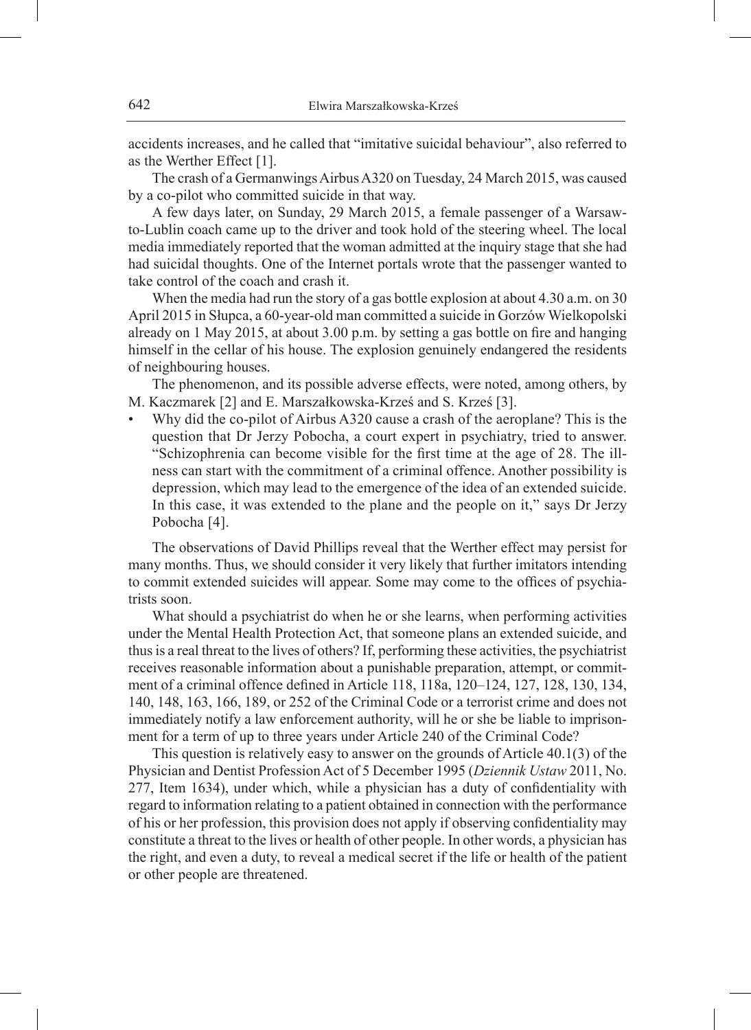accidents increases, and he called that "imitative suicidal behaviour", also referred to as the Werther Effect [1].

The crash of a Germanwings Airbus A320 on Tuesday, 24 March 2015, was caused by a co-pilot who committed suicide in that way.

A few days later, on Sunday, 29 March 2015, a female passenger of a Warsaw-to-Lublin coach came up to the driver and took hold of the steering wheel. The local media immediately reported that the woman admitted at the inquiry stage that she had had suicidal thoughts. One of the Internet portals wrote that the passenger wanted to take control of the coach and crash it.

When the media had run the story of a gas bottle explosion at about 4.30 a.m. on 30 April 2015 in Słupca, a 60-year-old man committed a suicide in Gorzów Wielkopolski already on 1 May 2015, at about 3.00 p.m. by setting a gas bottle on fire and hanging himself in the cellar of his house. The explosion genuinely endangered the residents of neighbouring houses.

The phenomenon, and its possible adverse effects, were noted, among others, by M. Kaczmarek [2] and E. Marszałkowska-Krześ and S. Krześ [3].

- Why did the co-pilot of Airbus A320 cause a crash of the aeroplane? This is the question that Dr Jerzy Pobocha, a court expert in psychiatry, tried to answer. "Schizophrenia can become visible for the first time at the age of 28. The illness can start with the commitment of a criminal offence. Another possibility is depression, which may lead to the emergence of the idea of an extended suicide. In this case, it was extended to the plane and the people on it," says Dr Jerzy Pobocha [4].

The observations of David Phillips reveal that the Werther effect may persist for many months. Thus, we should consider it very likely that further imitators intending to commit extended suicides will appear. Some may come to the offices of psychiatrists soon.

What should a psychiatrist do when he or she learns, when performing activities under the Mental Health Protection Act, that someone plans an extended suicide, and thus is a real threat to the lives of others? If, performing these activities, the psychiatrist receives reasonable information about a punishable preparation, attempt, or commitment of a criminal offence defined in Article 118, 118a, 120–124, 127, 128, 130, 134, 140, 148, 163, 166, 189, or 252 of the Criminal Code or a terrorist crime and does not immediately notify a law enforcement authority, will he or she be liable to imprisonment for a term of up to three years under Article 240 of the Criminal Code?

This question is relatively easy to answer on the grounds of Article 40.1(3) of the Physician and Dentist Profession Act of 5 December 1995 (*Dziennik Ustaw* 2011, No. 277, Item 1634), under which, while a physician has a duty of confidentiality with regard to information relating to a patient obtained in connection with the performance of his or her profession, this provision does not apply if observing confidentiality may constitute a threat to the lives or health of other people. In other words, a physician has the right, and even a duty, to reveal a medical secret if the life or health of the patient or other people are threatened.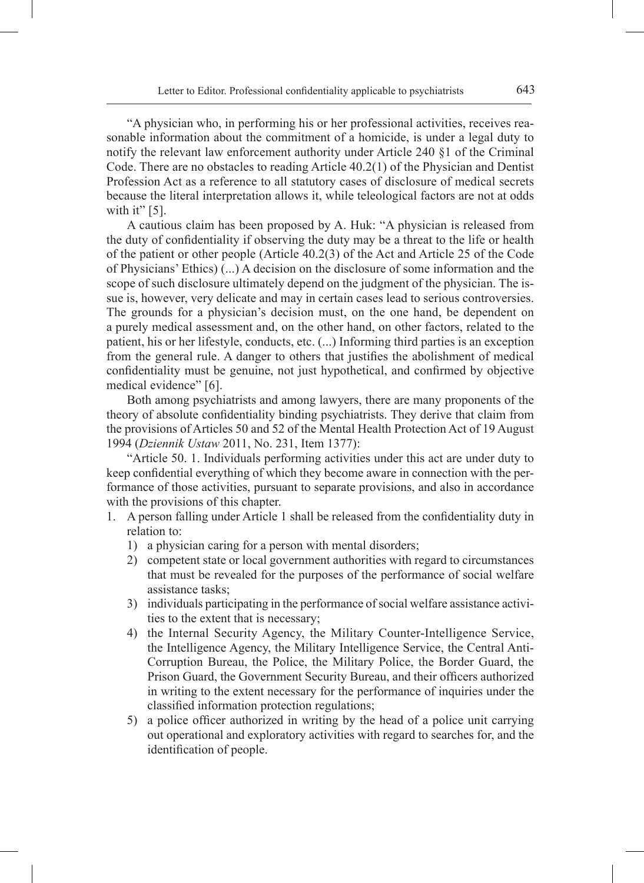"A physician who, in performing his or her professional activities, receives reasonable information about the commitment of a homicide, is under a legal duty to notify the relevant law enforcement authority under Article 240 §1 of the Criminal Code. There are no obstacles to reading Article 40.2(1) of the Physician and Dentist Profession Act as a reference to all statutory cases of disclosure of medical secrets because the literal interpretation allows it, while teleological factors are not at odds with it" [5].

A cautious claim has been proposed by A. Huk: "A physician is released from the duty of confidentiality if observing the duty may be a threat to the life or health of the patient or other people (Article 40.2(3) of the Act and Article 25 of the Code of Physicians' Ethics) (...) A decision on the disclosure of some information and the scope of such disclosure ultimately depend on the judgment of the physician. The issue is, however, very delicate and may in certain cases lead to serious controversies. The grounds for a physician's decision must, on the one hand, be dependent on a purely medical assessment and, on the other hand, on other factors, related to the patient, his or her lifestyle, conducts, etc. (...) Informing third parties is an exception from the general rule. A danger to others that justifies the abolishment of medical confidentiality must be genuine, not just hypothetical, and confirmed by objective medical evidence" [6].

Both among psychiatrists and among lawyers, there are many proponents of the theory of absolute confidentiality binding psychiatrists. They derive that claim from the provisions of Articles 50 and 52 of the Mental Health Protection Act of 19 August 1994 (*Dziennik Ustaw* 2011, No. 231, Item 1377):

"Article 50. 1. Individuals performing activities under this act are under duty to keep confidential everything of which they become aware in connection with the performance of those activities, pursuant to separate provisions, and also in accordance with the provisions of this chapter.

1. A person falling under Article 1 shall be released from the confidentiality duty in relation to:
   1) a physician caring for a person with mental disorders;
   2) competent state or local government authorities with regard to circumstances that must be revealed for the purposes of the performance of social welfare assistance tasks;
   3) individuals participating in the performance of social welfare assistance activities to the extent that is necessary;
   4) the Internal Security Agency, the Military Counter-Intelligence Service, the Intelligence Agency, the Military Intelligence Service, the Central Anti-Corruption Bureau, the Police, the Military Police, the Border Guard, the Prison Guard, the Government Security Bureau, and their officers authorized in writing to the extent necessary for the performance of inquiries under the classified information protection regulations;
   5) a police officer authorized in writing by the head of a police unit carrying out operational and exploratory activities with regard to searches for, and the identification of people.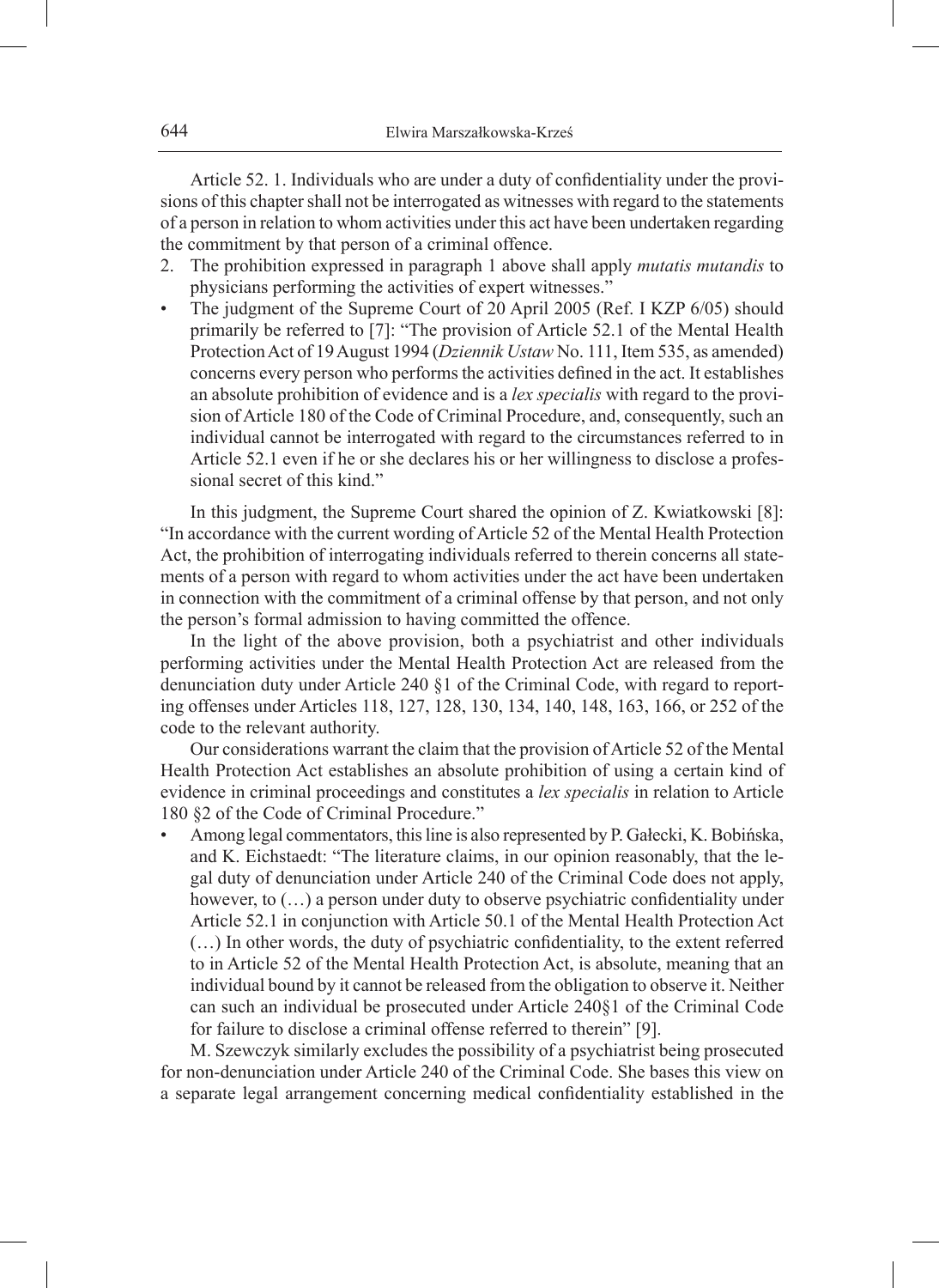Article 52. 1. Individuals who are under a duty of confidentiality under the provisions of this chapter shall not be interrogated as witnesses with regard to the statements of a person in relation to whom activities under this act have been undertaken regarding the commitment by that person of a criminal offence.

2. The prohibition expressed in paragraph 1 above shall apply *mutatis mutandis* to physicians performing the activities of expert witnesses."

- The judgment of the Supreme Court of 20 April 2005 (Ref. I KZP 6/05) should primarily be referred to [7]: "The provision of Article 52.1 of the Mental Health Protection Act of 19 August 1994 (*Dziennik Ustaw* No. 111, Item 535, as amended) concerns every person who performs the activities defined in the act. It establishes an absolute prohibition of evidence and is a *lex specialis* with regard to the provision of Article 180 of the Code of Criminal Procedure, and, consequently, such an individual cannot be interrogated with regard to the circumstances referred to in Article 52.1 even if he or she declares his or her willingness to disclose a professional secret of this kind."

In this judgment, the Supreme Court shared the opinion of Z. Kwiatkowski [8]: "In accordance with the current wording of Article 52 of the Mental Health Protection Act, the prohibition of interrogating individuals referred to therein concerns all statements of a person with regard to whom activities under the act have been undertaken in connection with the commitment of a criminal offense by that person, and not only the person's formal admission to having committed the offence.

In the light of the above provision, both a psychiatrist and other individuals performing activities under the Mental Health Protection Act are released from the denunciation duty under Article 240 §1 of the Criminal Code, with regard to reporting offenses under Articles 118, 127, 128, 130, 134, 140, 148, 163, 166, or 252 of the code to the relevant authority.

Our considerations warrant the claim that the provision of Article 52 of the Mental Health Protection Act establishes an absolute prohibition of using a certain kind of evidence in criminal proceedings and constitutes a *lex specialis* in relation to Article 180 §2 of the Code of Criminal Procedure."

- Among legal commentators, this line is also represented by P. Gałecki, K. Bobińska, and K. Eichstaedt: "The literature claims, in our opinion reasonably, that the legal duty of denunciation under Article 240 of the Criminal Code does not apply, however, to (…) a person under duty to observe psychiatric confidentiality under Article 52.1 in conjunction with Article 50.1 of the Mental Health Protection Act (…) In other words, the duty of psychiatric confidentiality, to the extent referred to in Article 52 of the Mental Health Protection Act, is absolute, meaning that an individual bound by it cannot be released from the obligation to observe it. Neither can such an individual be prosecuted under Article 240§1 of the Criminal Code for failure to disclose a criminal offense referred to therein" [9].

M. Szewczyk similarly excludes the possibility of a psychiatrist being prosecuted for non-denunciation under Article 240 of the Criminal Code. She bases this view on a separate legal arrangement concerning medical confidentiality established in the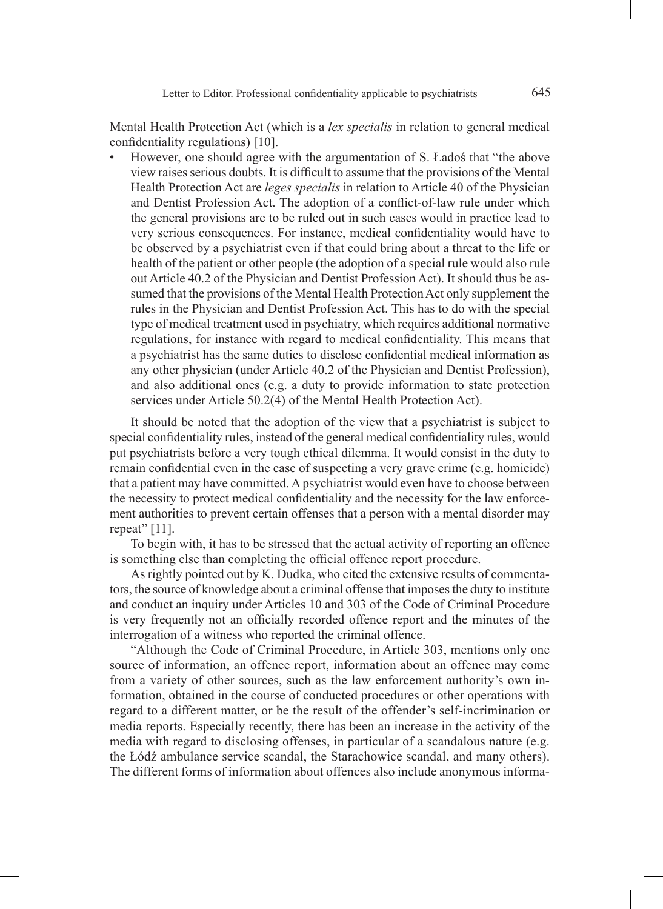Mental Health Protection Act (which is a *lex specialis* in relation to general medical confidentiality regulations) [10].

- However, one should agree with the argumentation of S. Ładoś that "the above view raises serious doubts. It is difficult to assume that the provisions of the Mental Health Protection Act are *leges specialis* in relation to Article 40 of the Physician and Dentist Profession Act. The adoption of a conflict-of-law rule under which the general provisions are to be ruled out in such cases would in practice lead to very serious consequences. For instance, medical confidentiality would have to be observed by a psychiatrist even if that could bring about a threat to the life or health of the patient or other people (the adoption of a special rule would also rule out Article 40.2 of the Physician and Dentist Profession Act). It should thus be assumed that the provisions of the Mental Health Protection Act only supplement the rules in the Physician and Dentist Profession Act. This has to do with the special type of medical treatment used in psychiatry, which requires additional normative regulations, for instance with regard to medical confidentiality. This means that a psychiatrist has the same duties to disclose confidential medical information as any other physician (under Article 40.2 of the Physician and Dentist Profession), and also additional ones (e.g. a duty to provide information to state protection services under Article 50.2(4) of the Mental Health Protection Act).

It should be noted that the adoption of the view that a psychiatrist is subject to special confidentiality rules, instead of the general medical confidentiality rules, would put psychiatrists before a very tough ethical dilemma. It would consist in the duty to remain confidential even in the case of suspecting a very grave crime (e.g. homicide) that a patient may have committed. A psychiatrist would even have to choose between the necessity to protect medical confidentiality and the necessity for the law enforcement authorities to prevent certain offenses that a person with a mental disorder may repeat" [11].

To begin with, it has to be stressed that the actual activity of reporting an offence is something else than completing the official offence report procedure.

As rightly pointed out by K. Dudka, who cited the extensive results of commentators, the source of knowledge about a criminal offense that imposes the duty to institute and conduct an inquiry under Articles 10 and 303 of the Code of Criminal Procedure is very frequently not an officially recorded offence report and the minutes of the interrogation of a witness who reported the criminal offence.

"Although the Code of Criminal Procedure, in Article 303, mentions only one source of information, an offence report, information about an offence may come from a variety of other sources, such as the law enforcement authority's own information, obtained in the course of conducted procedures or other operations with regard to a different matter, or be the result of the offender's self-incrimination or media reports. Especially recently, there has been an increase in the activity of the media with regard to disclosing offenses, in particular of a scandalous nature (e.g. the Łódź ambulance service scandal, the Starachowice scandal, and many others). The different forms of information about offences also include anonymous informa-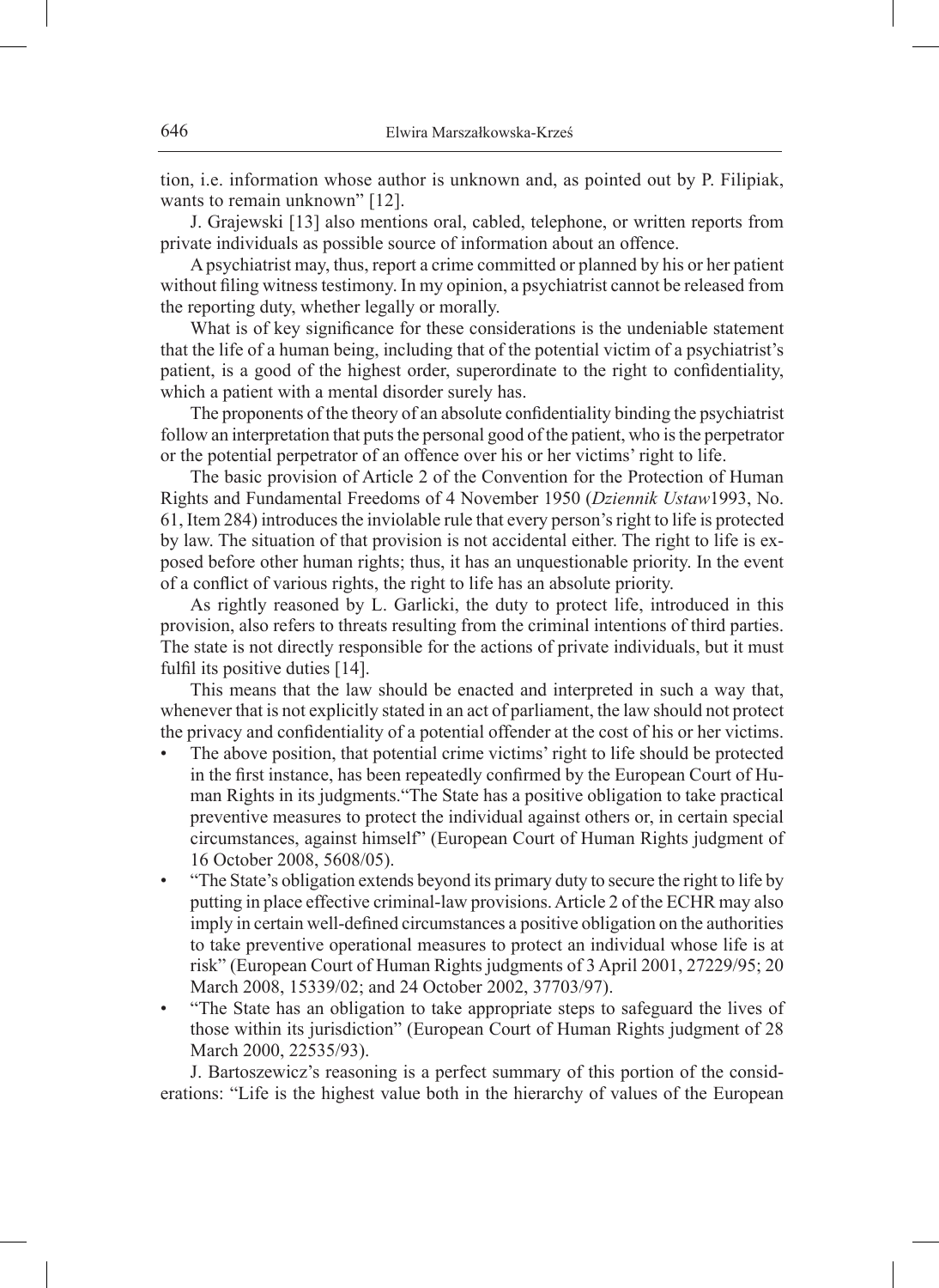tion, i.e. information whose author is unknown and, as pointed out by P. Filipiak, wants to remain unknown" [12].

J. Grajewski [13] also mentions oral, cabled, telephone, or written reports from private individuals as possible source of information about an offence.

A psychiatrist may, thus, report a crime committed or planned by his or her patient without filing witness testimony. In my opinion, a psychiatrist cannot be released from the reporting duty, whether legally or morally.

What is of key significance for these considerations is the undeniable statement that the life of a human being, including that of the potential victim of a psychiatrist's patient, is a good of the highest order, superordinate to the right to confidentiality, which a patient with a mental disorder surely has.

The proponents of the theory of an absolute confidentiality binding the psychiatrist follow an interpretation that puts the personal good of the patient, who is the perpetrator or the potential perpetrator of an offence over his or her victims' right to life.

The basic provision of Article 2 of the Convention for the Protection of Human Rights and Fundamental Freedoms of 4 November 1950 (*Dziennik Ustaw*1993, No. 61, Item 284) introduces the inviolable rule that every person's right to life is protected by law. The situation of that provision is not accidental either. The right to life is exposed before other human rights; thus, it has an unquestionable priority. In the event of a conflict of various rights, the right to life has an absolute priority.

As rightly reasoned by L. Garlicki, the duty to protect life, introduced in this provision, also refers to threats resulting from the criminal intentions of third parties. The state is not directly responsible for the actions of private individuals, but it must fulfil its positive duties [14].

This means that the law should be enacted and interpreted in such a way that, whenever that is not explicitly stated in an act of parliament, the law should not protect the privacy and confidentiality of a potential offender at the cost of his or her victims.

- The above position, that potential crime victims' right to life should be protected in the first instance, has been repeatedly confirmed by the European Court of Human Rights in its judgments."The State has a positive obligation to take practical preventive measures to protect the individual against others or, in certain special circumstances, against himself" (European Court of Human Rights judgment of 16 October 2008, 5608/05).
- "The State's obligation extends beyond its primary duty to secure the right to life by putting in place effective criminal-law provisions. Article 2 of the ECHR may also imply in certain well-defined circumstances a positive obligation on the authorities to take preventive operational measures to protect an individual whose life is at risk" (European Court of Human Rights judgments of 3 April 2001, 27229/95; 20 March 2008, 15339/02; and 24 October 2002, 37703/97).
- "The State has an obligation to take appropriate steps to safeguard the lives of those within its jurisdiction" (European Court of Human Rights judgment of 28 March 2000, 22535/93).

J. Bartoszewicz's reasoning is a perfect summary of this portion of the considerations: "Life is the highest value both in the hierarchy of values of the European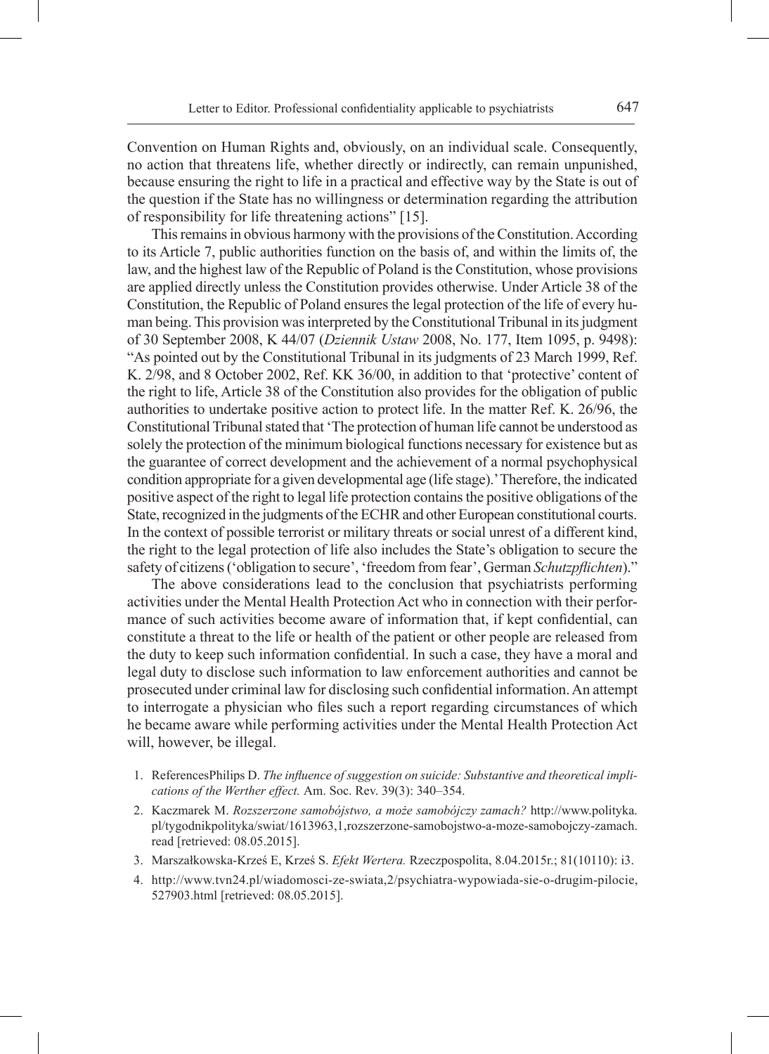Convention on Human Rights and, obviously, on an individual scale. Consequently, no action that threatens life, whether directly or indirectly, can remain unpunished, because ensuring the right to life in a practical and effective way by the State is out of the question if the State has no willingness or determination regarding the attribution of responsibility for life threatening actions" [15].

This remains in obvious harmony with the provisions of the Constitution. According to its Article 7, public authorities function on the basis of, and within the limits of, the law, and the highest law of the Republic of Poland is the Constitution, whose provisions are applied directly unless the Constitution provides otherwise. Under Article 38 of the Constitution, the Republic of Poland ensures the legal protection of the life of every human being. This provision was interpreted by the Constitutional Tribunal in its judgment of 30 September 2008, K 44/07 (*Dziennik Ustaw* 2008, No. 177, Item 1095, p. 9498): "As pointed out by the Constitutional Tribunal in its judgments of 23 March 1999, Ref. K. 2/98, and 8 October 2002, Ref. KK 36/00, in addition to that 'protective' content of the right to life, Article 38 of the Constitution also provides for the obligation of public authorities to undertake positive action to protect life. In the matter Ref. K. 26/96, the Constitutional Tribunal stated that 'The protection of human life cannot be understood as solely the protection of the minimum biological functions necessary for existence but as the guarantee of correct development and the achievement of a normal psychophysical condition appropriate for a given developmental age (life stage).' Therefore, the indicated positive aspect of the right to legal life protection contains the positive obligations of the State, recognized in the judgments of the ECHR and other European constitutional courts. In the context of possible terrorist or military threats or social unrest of a different kind, the right to the legal protection of life also includes the State's obligation to secure the safety of citizens ('obligation to secure', 'freedom from fear', German *Schutzpflichten*)."

The above considerations lead to the conclusion that psychiatrists performing activities under the Mental Health Protection Act who in connection with their performance of such activities become aware of information that, if kept confidential, can constitute a threat to the life or health of the patient or other people are released from the duty to keep such information confidential. In such a case, they have a moral and legal duty to disclose such information to law enforcement authorities and cannot be prosecuted under criminal law for disclosing such confidential information. An attempt to interrogate a physician who files such a report regarding circumstances of which he became aware while performing activities under the Mental Health Protection Act will, however, be illegal.

1. ReferencesPhilips D. *The influence of suggestion on suicide: Substantive and theoretical implications of the Werther effect.* Am. Soc. Rev. 39(3): 340–354.
2. Kaczmarek M. *Rozszerzone samobójstwo, a może samobójczy zamach?* http://www.polityka.pl/tygodnikpolityka/swiat/1613963,1,rozszerzone-samobojstwo-a-moze-samobojczy-zamach.read [retrieved: 08.05.2015].
3. Marszałkowska-Krześ E, Krześ S. *Efekt Wertera.* Rzeczpospolita, 8.04.2015r.; 81(10110): i3.
4. http://www.tvn24.pl/wiadomosci-ze-swiata,2/psychiatra-wypowiada-sie-o-drugim-pilocie,527903.html [retrieved: 08.05.2015].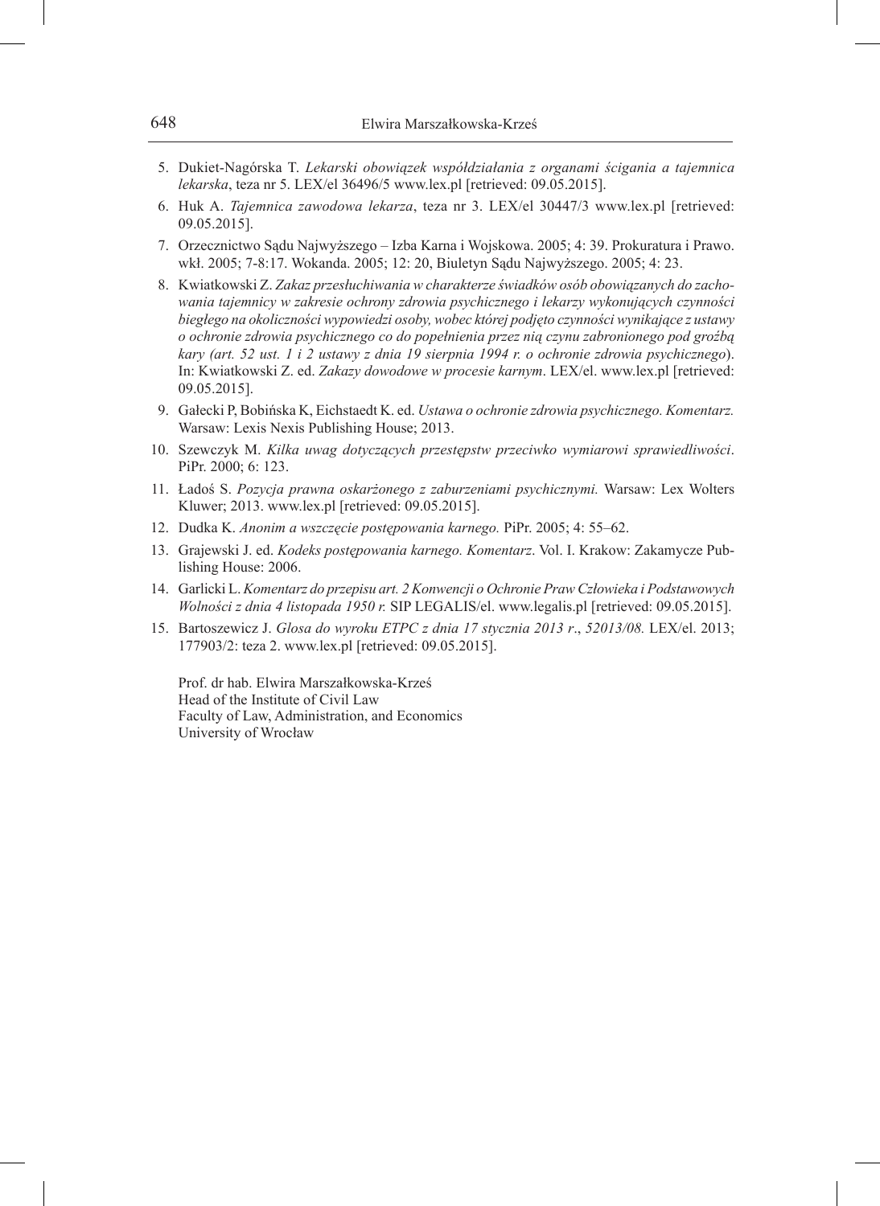5. Dukiet-Nagórska T. *Lekarski obowiązek współdziałania z organami ścigania a tajemnica lekarska*, teza nr 5. LEX/el 36496/5 www.lex.pl [retrieved: 09.05.2015].
6. Huk A. *Tajemnica zawodowa lekarza*, teza nr 3. LEX/el 30447/3 www.lex.pl [retrieved: 09.05.2015].
7. Orzecznictwo Sądu Najwyższego – Izba Karna i Wojskowa. 2005; 4: 39. Prokuratura i Prawo. wkł. 2005; 7-8:17. Wokanda. 2005; 12: 20, Biuletyn Sądu Najwyższego. 2005; 4: 23.
8. Kwiatkowski Z. *Zakaz przesłuchiwania w charakterze świadków osób obowiązanych do zachowania tajemnicy w zakresie ochrony zdrowia psychicznego i lekarzy wykonujących czynności biegłego na okoliczności wypowiedzi osoby, wobec której podjęto czynności wynikające z ustawy o ochronie zdrowia psychicznego co do popełnienia przez nią czynu zabronionego pod groźbą kary (art. 52 ust. 1 i 2 ustawy z dnia 19 sierpnia 1994 r. o ochronie zdrowia psychicznego*). In: Kwiatkowski Z. ed. *Zakazy dowodowe w procesie karnym*. LEX/el. www.lex.pl [retrieved: 09.05.2015].
9. Gałecki P, Bobińska K, Eichstaedt K. ed. *Ustawa o ochronie zdrowia psychicznego. Komentarz.* Warsaw: Lexis Nexis Publishing House; 2013.
10. Szewczyk M. *Kilka uwag dotyczących przestępstw przeciwko wymiarowi sprawiedliwości*. PiPr. 2000; 6: 123.
11. Ładoś S. *Pozycja prawna oskarżonego z zaburzeniami psychicznymi.* Warsaw: Lex Wolters Kluwer; 2013. www.lex.pl [retrieved: 09.05.2015].
12. Dudka K. *Anonim a wszczęcie postępowania karnego.* PiPr. 2005; 4: 55–62.
13. Grajewski J. ed. *Kodeks postępowania karnego. Komentarz*. Vol. I. Krakow: Zakamycze Publishing House: 2006.
14. Garlicki L. *Komentarz do przepisu art. 2 Konwencji o Ochronie Praw Człowieka i Podstawowych Wolności z dnia 4 listopada 1950 r.* SIP LEGALIS/el. www.legalis.pl [retrieved: 09.05.2015].
15. Bartoszewicz J. *Glosa do wyroku ETPC z dnia 17 stycznia 2013 r*., *52013/08.* LEX/el. 2013; 177903/2: teza 2. www.lex.pl [retrieved: 09.05.2015].

Prof. dr hab. Elwira Marszałkowska-Krześ
Head of the Institute of Civil Law
Faculty of Law, Administration, and Economics
University of Wrocław